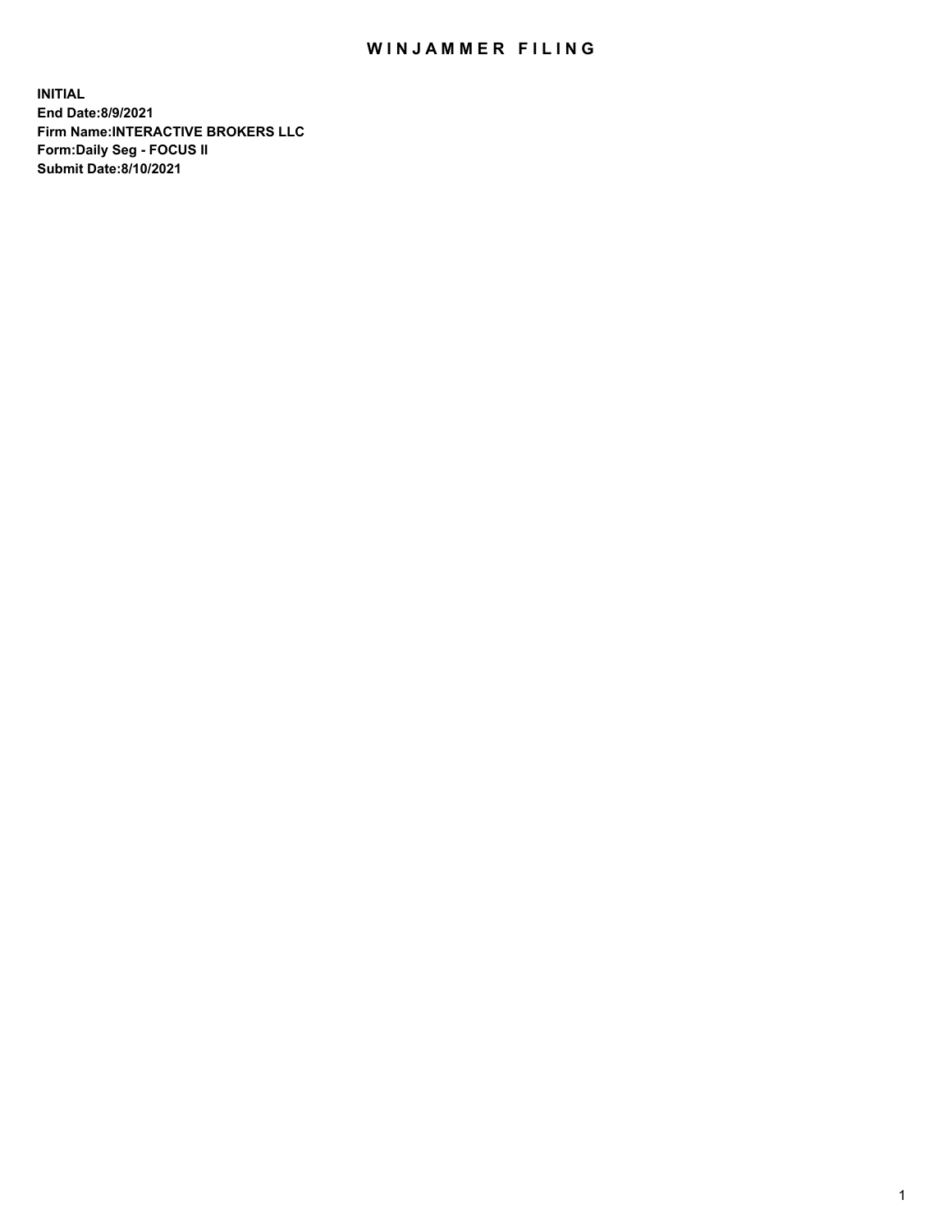# WINJAMMER FILING

**INITIAL**
**End Date:8/9/2021**
**Firm Name:INTERACTIVE BROKERS LLC**
**Form:Daily Seg - FOCUS II**
**Submit Date:8/10/2021**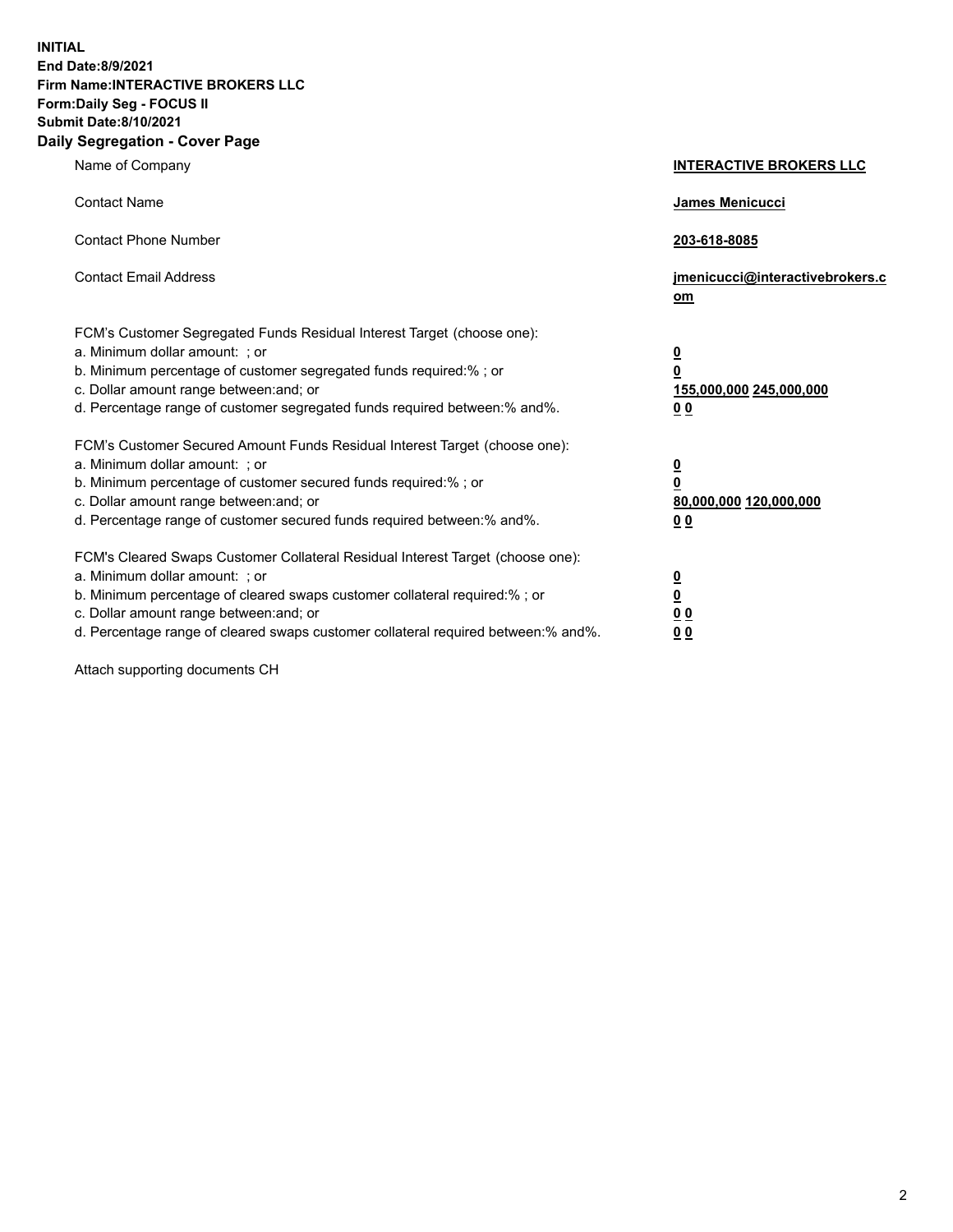**INITIAL**
**End Date:8/9/2021**
**Firm Name:INTERACTIVE BROKERS LLC**
**Form:Daily Seg - FOCUS II**
**Submit Date:8/10/2021**
**Daily Segregation - Cover Page**

| | |
|---|---|
| Name of Company | **INTERACTIVE BROKERS LLC** |
| Contact Name | **James Menicucci** |
| Contact Phone Number | **203-618-8085** |
| Contact Email Address | **jmenicucci@interactivebrokers.com** |

FCM's Customer Segregated Funds Residual Interest Target (choose one):

| | |
|---|---|
| a. Minimum dollar amount: ; or | **0** |
| b. Minimum percentage of customer segregated funds required:% ; or | **0** |
| c. Dollar amount range between:and; or | **155,000,000 245,000,000** |
| d. Percentage range of customer segregated funds required between:% and%. | **0 0** |

FCM's Customer Secured Amount Funds Residual Interest Target (choose one):

| | |
|---|---|
| a. Minimum dollar amount: ; or | **0** |
| b. Minimum percentage of customer secured funds required:% ; or | **0** |
| c. Dollar amount range between:and; or | **80,000,000 120,000,000** |
| d. Percentage range of customer secured funds required between:% and%. | **0 0** |

FCM's Cleared Swaps Customer Collateral Residual Interest Target (choose one):

| | |
|---|---|
| a. Minimum dollar amount: ; or | **0** |
| b. Minimum percentage of cleared swaps customer collateral required:% ; or | **0** |
| c. Dollar amount range between:and; or | **0 0** |
| d. Percentage range of cleared swaps customer collateral required between:% and%. | **0 0** |

Attach supporting documents CH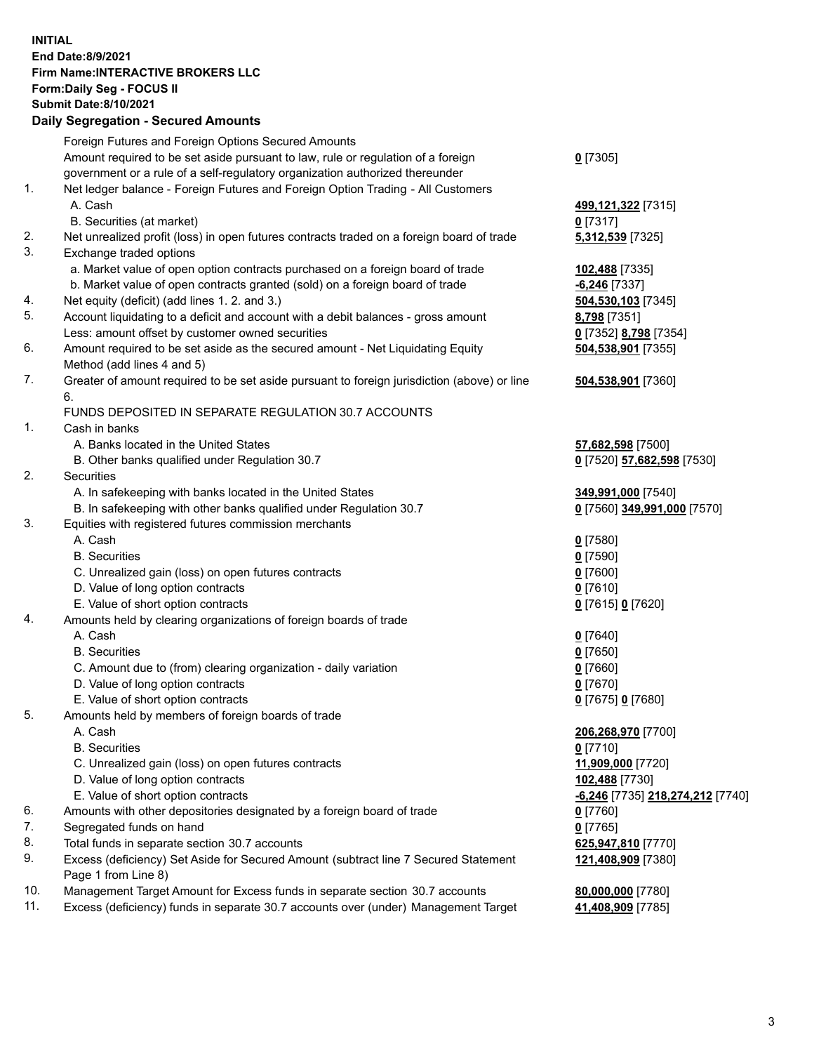**INITIAL**
**End Date:8/9/2021**
**Firm Name:INTERACTIVE BROKERS LLC**
**Form:Daily Seg - FOCUS II**
**Submit Date:8/10/2021**

## Daily Segregation - Secured Amounts

| | | |
|---|---|---|
| | Foreign Futures and Foreign Options Secured Amounts | |
| | Amount required to be set aside pursuant to law, rule or regulation of a foreign government or a rule of a self-regulatory organization authorized thereunder | **0** [7305] |
| 1. | Net ledger balance - Foreign Futures and Foreign Option Trading - All Customers | |
| | A. Cash | **499,121,322** [7315] |
| | B. Securities (at market) | **0** [7317] |
| 2. | Net unrealized profit (loss) in open futures contracts traded on a foreign board of trade | **5,312,539** [7325] |
| 3. | Exchange traded options | |
| | a. Market value of open option contracts purchased on a foreign board of trade | **102,488** [7335] |
| | b. Market value of open contracts granted (sold) on a foreign board of trade | **-6,246** [7337] |
| 4. | Net equity (deficit) (add lines 1. 2. and 3.) | **504,530,103** [7345] |
| 5. | Account liquidating to a deficit and account with a debit balances - gross amount | **8,798** [7351] |
| | Less: amount offset by customer owned securities | **0** [7352] **8,798** [7354] |
| 6. | Amount required to be set aside as the secured amount - Net Liquidating Equity Method (add lines 4 and 5) | **504,538,901** [7355] |
| 7. | Greater of amount required to be set aside pursuant to foreign jurisdiction (above) or line 6. | **504,538,901** [7360] |
| | FUNDS DEPOSITED IN SEPARATE REGULATION 30.7 ACCOUNTS | |
| 1. | Cash in banks | |
| | A. Banks located in the United States | **57,682,598** [7500] |
| | B. Other banks qualified under Regulation 30.7 | **0** [7520] **57,682,598** [7530] |
| 2. | Securities | |
| | A. In safekeeping with banks located in the United States | **349,991,000** [7540] |
| | B. In safekeeping with other banks qualified under Regulation 30.7 | **0** [7560] **349,991,000** [7570] |
| 3. | Equities with registered futures commission merchants | |
| | A. Cash | **0** [7580] |
| | B. Securities | **0** [7590] |
| | C. Unrealized gain (loss) on open futures contracts | **0** [7600] |
| | D. Value of long option contracts | **0** [7610] |
| | E. Value of short option contracts | **0** [7615] **0** [7620] |
| 4. | Amounts held by clearing organizations of foreign boards of trade | |
| | A. Cash | **0** [7640] |
| | B. Securities | **0** [7650] |
| | C. Amount due to (from) clearing organization - daily variation | **0** [7660] |
| | D. Value of long option contracts | **0** [7670] |
| | E. Value of short option contracts | **0** [7675] **0** [7680] |
| 5. | Amounts held by members of foreign boards of trade | |
| | A. Cash | **206,268,970** [7700] |
| | B. Securities | **0** [7710] |
| | C. Unrealized gain (loss) on open futures contracts | **11,909,000** [7720] |
| | D. Value of long option contracts | **102,488** [7730] |
| | E. Value of short option contracts | **-6,246** [7735] **218,274,212** [7740] |
| 6. | Amounts with other depositories designated by a foreign board of trade | **0** [7760] |
| 7. | Segregated funds on hand | **0** [7765] |
| 8. | Total funds in separate section 30.7 accounts | **625,947,810** [7770] |
| 9. | Excess (deficiency) Set Aside for Secured Amount (subtract line 7 Secured Statement Page 1 from Line 8) | **121,408,909** [7380] |
| 10. | Management Target Amount for Excess funds in separate section 30.7 accounts | **80,000,000** [7780] |
| 11. | Excess (deficiency) funds in separate 30.7 accounts over (under) Management Target | **41,408,909** [7785] |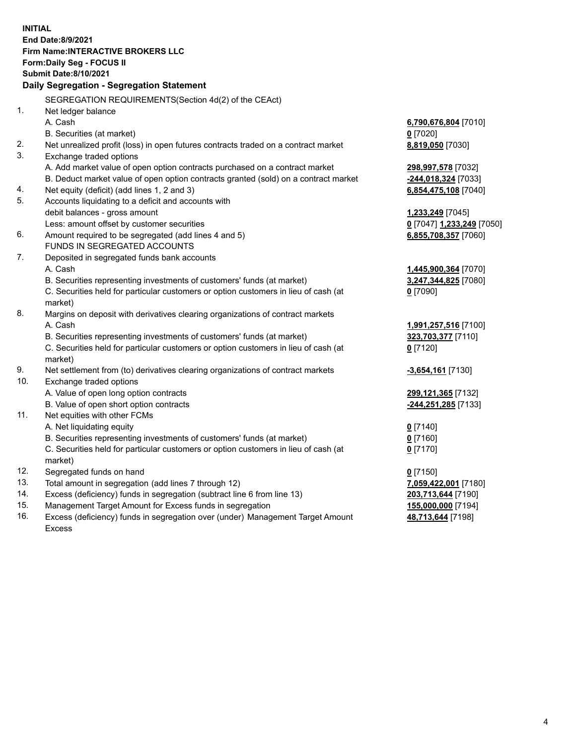**INITIAL**
**End Date:8/9/2021**
**Firm Name:INTERACTIVE BROKERS LLC**
**Form:Daily Seg - FOCUS II**
**Submit Date:8/10/2021**

## Daily Segregation - Segregation Statement

SEGREGATION REQUIREMENTS(Section 4d(2) of the CEAct)

| | | |
|---|---|---|
| 1. | Net ledger balance | |
| | A. Cash | **6,790,676,804** [7010] |
| | B. Securities (at market) | **0** [7020] |
| 2. | Net unrealized profit (loss) in open futures contracts traded on a contract market | **8,819,050** [7030] |
| 3. | Exchange traded options | |
| | A. Add market value of open option contracts purchased on a contract market | **298,997,578** [7032] |
| | B. Deduct market value of open option contracts granted (sold) on a contract market | **-244,018,324** [7033] |
| 4. | Net equity (deficit) (add lines 1, 2 and 3) | **6,854,475,108** [7040] |
| 5. | Accounts liquidating to a deficit and accounts with debit balances - gross amount | **1,233,249** [7045] |
| | Less: amount offset by customer securities | **0** [7047] **1,233,249** [7050] |
| 6. | Amount required to be segregated (add lines 4 and 5) | **6,855,708,357** [7060] |
| | FUNDS IN SEGREGATED ACCOUNTS | |
| 7. | Deposited in segregated funds bank accounts | |
| | A. Cash | **1,445,900,364** [7070] |
| | B. Securities representing investments of customers' funds (at market) | **3,247,344,825** [7080] |
| | C. Securities held for particular customers or option customers in lieu of cash (at market) | **0** [7090] |
| 8. | Margins on deposit with derivatives clearing organizations of contract markets | |
| | A. Cash | **1,991,257,516** [7100] |
| | B. Securities representing investments of customers' funds (at market) | **323,703,377** [7110] |
| | C. Securities held for particular customers or option customers in lieu of cash (at market) | **0** [7120] |
| 9. | Net settlement from (to) derivatives clearing organizations of contract markets | **-3,654,161** [7130] |
| 10. | Exchange traded options | |
| | A. Value of open long option contracts | **299,121,365** [7132] |
| | B. Value of open short option contracts | **-244,251,285** [7133] |
| 11. | Net equities with other FCMs | |
| | A. Net liquidating equity | **0** [7140] |
| | B. Securities representing investments of customers' funds (at market) | **0** [7160] |
| | C. Securities held for particular customers or option customers in lieu of cash (at market) | **0** [7170] |
| 12. | Segregated funds on hand | **0** [7150] |
| 13. | Total amount in segregation (add lines 7 through 12) | **7,059,422,001** [7180] |
| 14. | Excess (deficiency) funds in segregation (subtract line 6 from line 13) | **203,713,644** [7190] |
| 15. | Management Target Amount for Excess funds in segregation | **155,000,000** [7194] |
| 16. | Excess (deficiency) funds in segregation over (under) Management Target Amount Excess | **48,713,644** [7198] |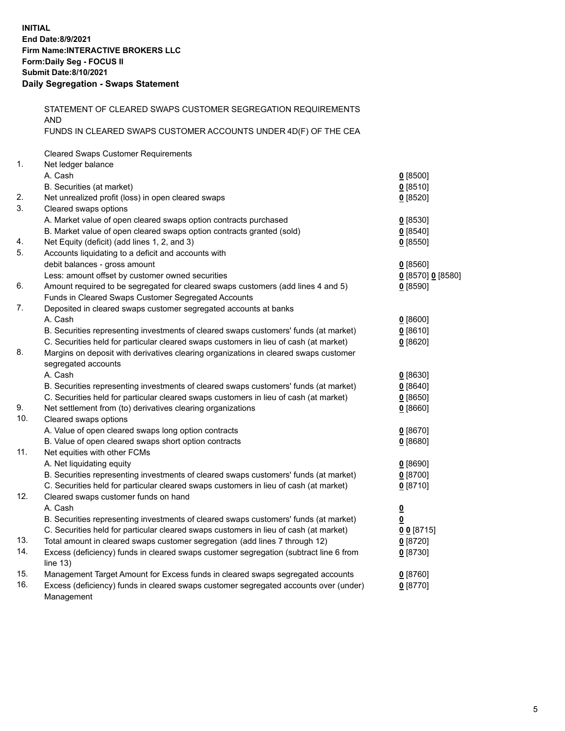**INITIAL**
**End Date:8/9/2021**
**Firm Name:INTERACTIVE BROKERS LLC**
**Form:Daily Seg - FOCUS II**
**Submit Date:8/10/2021**
**Daily Segregation - Swaps Statement**

STATEMENT OF CLEARED SWAPS CUSTOMER SEGREGATION REQUIREMENTS AND FUNDS IN CLEARED SWAPS CUSTOMER ACCOUNTS UNDER 4D(F) OF THE CEA

| | | |
|---|---|---|
| | Cleared Swaps Customer Requirements | |
| 1. | Net ledger balance | |
| | A. Cash | **0** [8500] |
| | B. Securities (at market) | **0** [8510] |
| 2. | Net unrealized profit (loss) in open cleared swaps | **0** [8520] |
| 3. | Cleared swaps options | |
| | A. Market value of open cleared swaps option contracts purchased | **0** [8530] |
| | B. Market value of open cleared swaps option contracts granted (sold) | **0** [8540] |
| 4. | Net Equity (deficit) (add lines 1, 2, and 3) | **0** [8550] |
| 5. | Accounts liquidating to a deficit and accounts with | |
| | debit balances - gross amount | **0** [8560] |
| | Less: amount offset by customer owned securities | **0** [8570] **0** [8580] |
| 6. | Amount required to be segregated for cleared swaps customers (add lines 4 and 5) | **0** [8590] |
| | Funds in Cleared Swaps Customer Segregated Accounts | |
| 7. | Deposited in cleared swaps customer segregated accounts at banks | |
| | A. Cash | **0** [8600] |
| | B. Securities representing investments of cleared swaps customers' funds (at market) | **0** [8610] |
| | C. Securities held for particular cleared swaps customers in lieu of cash (at market) | **0** [8620] |
| 8. | Margins on deposit with derivatives clearing organizations in cleared swaps customer segregated accounts | |
| | A. Cash | **0** [8630] |
| | B. Securities representing investments of cleared swaps customers' funds (at market) | **0** [8640] |
| | C. Securities held for particular cleared swaps customers in lieu of cash (at market) | **0** [8650] |
| 9. | Net settlement from (to) derivatives clearing organizations | **0** [8660] |
| 10. | Cleared swaps options | |
| | A. Value of open cleared swaps long option contracts | **0** [8670] |
| | B. Value of open cleared swaps short option contracts | **0** [8680] |
| 11. | Net equities with other FCMs | |
| | A. Net liquidating equity | **0** [8690] |
| | B. Securities representing investments of cleared swaps customers' funds (at market) | **0** [8700] |
| | C. Securities held for particular cleared swaps customers in lieu of cash (at market) | **0** [8710] |
| 12. | Cleared swaps customer funds on hand | |
| | A. Cash | **0** |
| | B. Securities representing investments of cleared swaps customers' funds (at market) | **0** |
| | C. Securities held for particular cleared swaps customers in lieu of cash (at market) | **0** **0** [8715] |
| 13. | Total amount in cleared swaps customer segregation (add lines 7 through 12) | **0** [8720] |
| 14. | Excess (deficiency) funds in cleared swaps customer segregation (subtract line 6 from line 13) | **0** [8730] |
| 15. | Management Target Amount for Excess funds in cleared swaps segregated accounts | **0** [8760] |
| 16. | Excess (deficiency) funds in cleared swaps customer segregated accounts over (under) Management | **0** [8770] |